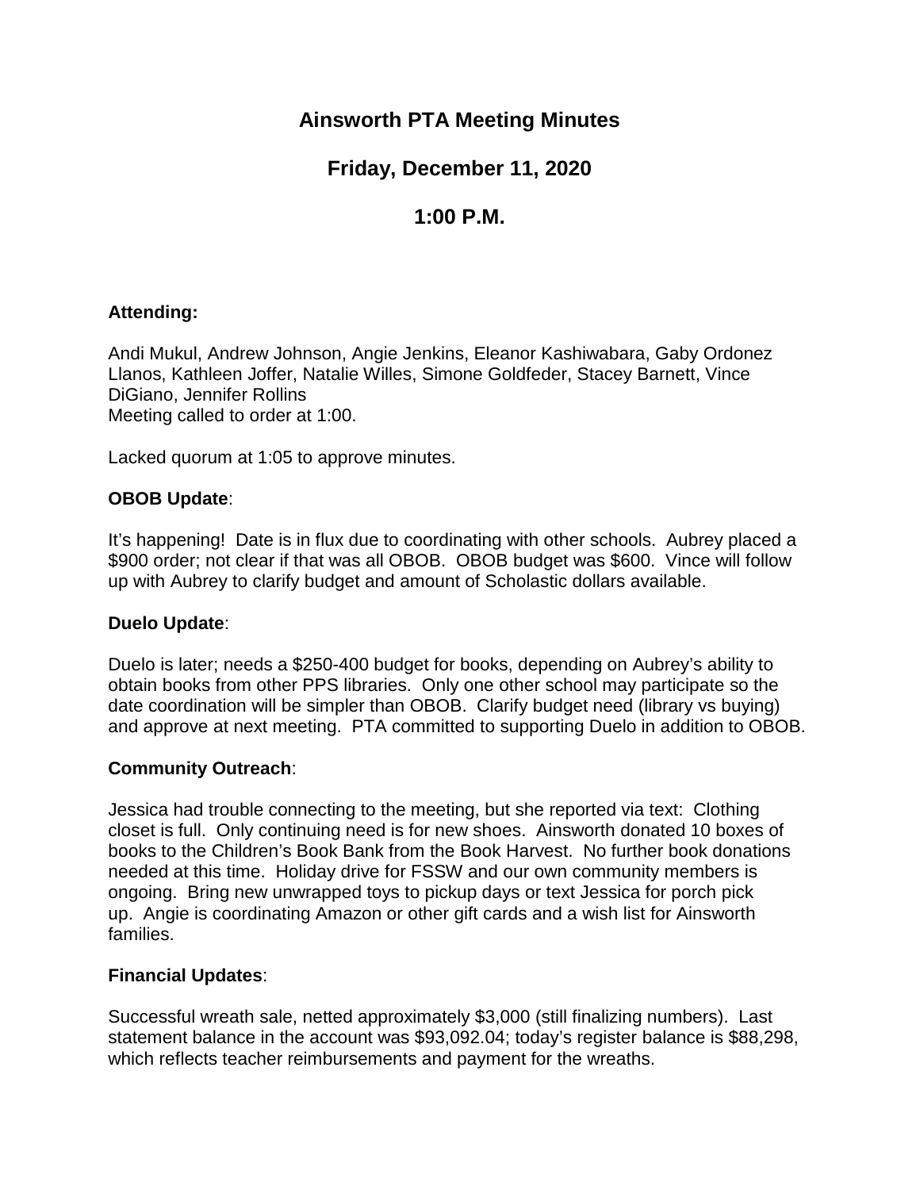# Ainsworth PTA Meeting Minutes

## Friday, December 11, 2020

## 1:00 P.M.

**Attending:**

Andi Mukul, Andrew Johnson, Angie Jenkins, Eleanor Kashiwabara, Gaby Ordonez Llanos, Kathleen Joffer, Natalie Willes, Simone Goldfeder, Stacey Barnett, Vince DiGiano, Jennifer Rollins
Meeting called to order at 1:00.

Lacked quorum at 1:05 to approve minutes.

**OBOB Update**:

It's happening! Date is in flux due to coordinating with other schools. Aubrey placed a $900 order; not clear if that was all OBOB. OBOB budget was $600. Vince will follow up with Aubrey to clarify budget and amount of Scholastic dollars available.

**Duelo Update**:

Duelo is later; needs a $250-400 budget for books, depending on Aubrey's ability to obtain books from other PPS libraries. Only one other school may participate so the date coordination will be simpler than OBOB. Clarify budget need (library vs buying) and approve at next meeting. PTA committed to supporting Duelo in addition to OBOB.

**Community Outreach**:

Jessica had trouble connecting to the meeting, but she reported via text: Clothing closet is full. Only continuing need is for new shoes. Ainsworth donated 10 boxes of books to the Children's Book Bank from the Book Harvest. No further book donations needed at this time. Holiday drive for FSSW and our own community members is ongoing. Bring new unwrapped toys to pickup days or text Jessica for porch pick up. Angie is coordinating Amazon or other gift cards and a wish list for Ainsworth families.

**Financial Updates**:

Successful wreath sale, netted approximately $3,000 (still finalizing numbers). Last statement balance in the account was $93,092.04; today's register balance is $88,298, which reflects teacher reimbursements and payment for the wreaths.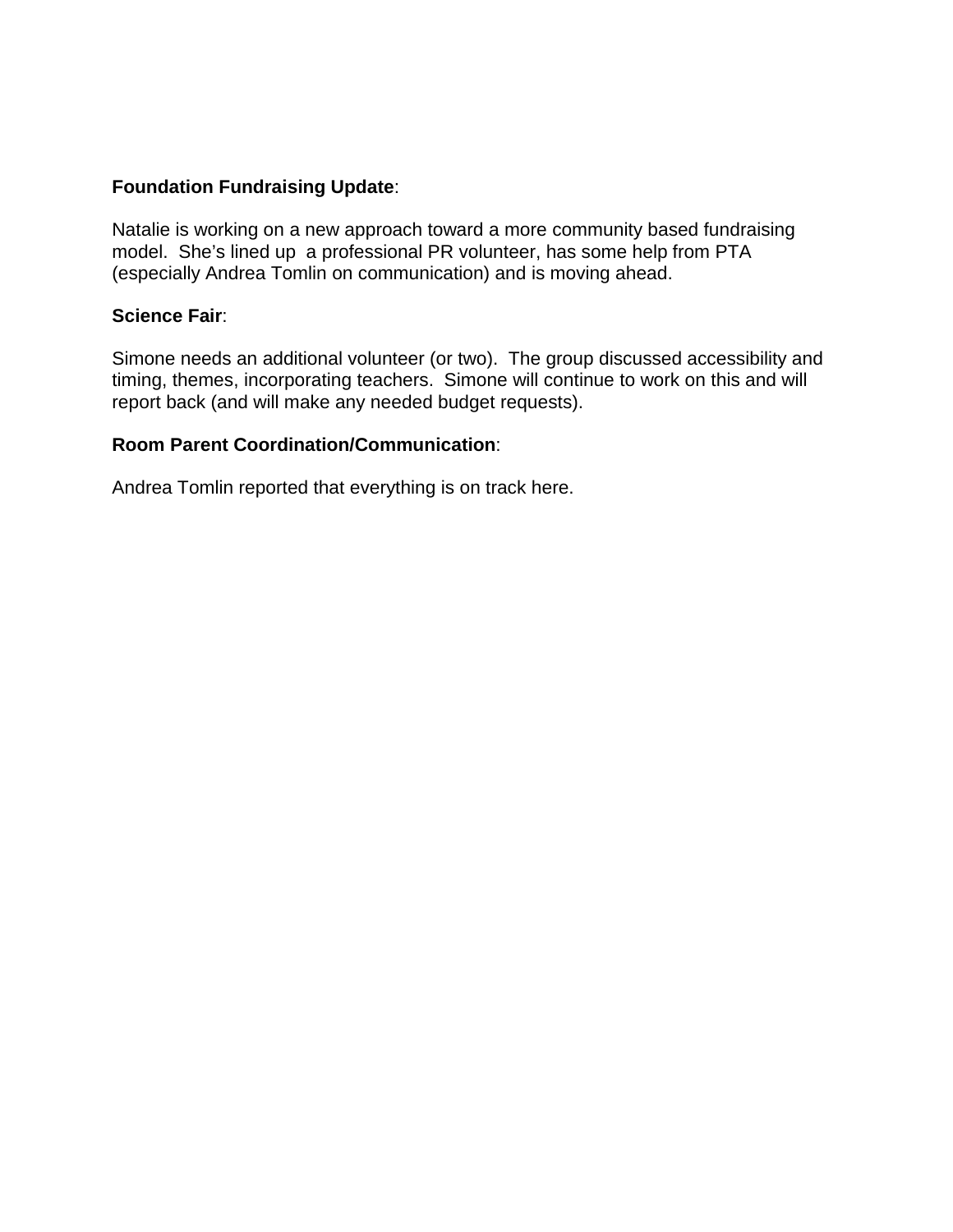**Foundation Fundraising Update**:

Natalie is working on a new approach toward a more community based fundraising model. She's lined up a professional PR volunteer, has some help from PTA (especially Andrea Tomlin on communication) and is moving ahead.

**Science Fair**:

Simone needs an additional volunteer (or two). The group discussed accessibility and timing, themes, incorporating teachers. Simone will continue to work on this and will report back (and will make any needed budget requests).

**Room Parent Coordination/Communication**:

Andrea Tomlin reported that everything is on track here.